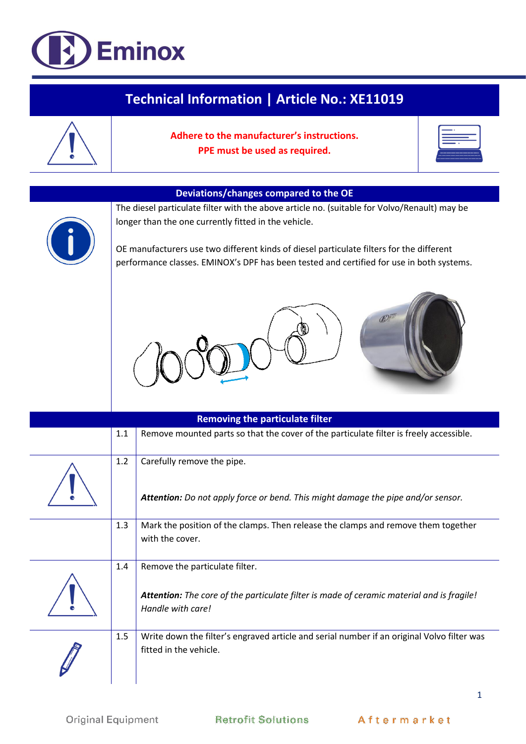Eminox

# Technical Information | Article No.: XE11019

**Adhere to the manufacturer's instructions.**
**PPE must be used as required.**

## Deviations/changes compared to the OE

The diesel particulate filter with the above article no. (suitable for Volvo/Renault) may be longer than the one currently fitted in the vehicle.

OE manufacturers use two different kinds of diesel particulate filters for the different performance classes. EMINOX's DPF has been tested and certified for use in both systems.

## Removing the particulate filter

| Step | Instruction |
|---|---|
| 1.1 | Remove mounted parts so that the cover of the particulate filter is freely accessible. |
| 1.2 | Carefully remove the pipe.<br><br>***Attention:*** *Do not apply force or bend. This might damage the pipe and/or sensor.* |
| 1.3 | Mark the position of the clamps. Then release the clamps and remove them together with the cover. |
| 1.4 | Remove the particulate filter.<br><br>***Attention:*** *The core of the particulate filter is made of ceramic material and is fragile! Handle with care!* |
| 1.5 | Write down the filter's engraved article and serial number if an original Volvo filter was fitted in the vehicle. |

Original Equipment    Retrofit Solutions    Aftermarket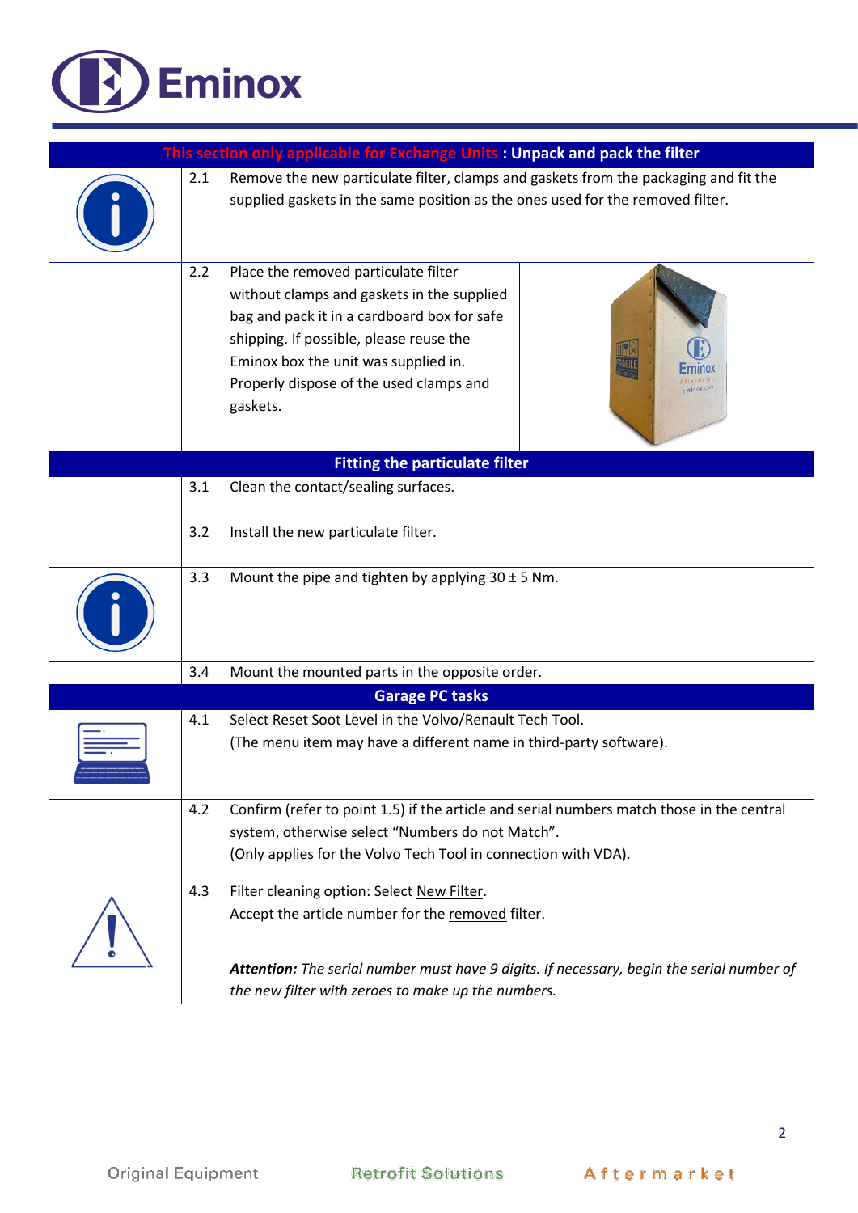| | | |
|---|---|---|
| **This section only applicable for Exchange Units : Unpack and pack the filter** | | |
| | 2.1 | Remove the new particulate filter, clamps and gaskets from the packaging and fit the supplied gaskets in the same position as the ones used for the removed filter. |
| | 2.2 | Place the removed particulate filter without clamps and gaskets in the supplied bag and pack it in a cardboard box for safe shipping. If possible, please reuse the Eminox box the unit was supplied in. Properly dispose of the used clamps and gaskets. |
| **Fitting the particulate filter** | | |
| | 3.1 | Clean the contact/sealing surfaces. |
| | 3.2 | Install the new particulate filter. |
| | 3.3 | Mount the pipe and tighten by applying 30 ± 5 Nm. |
| | 3.4 | Mount the mounted parts in the opposite order. |
| **Garage PC tasks** | | |
| | 4.1 | Select Reset Soot Level in the Volvo/Renault Tech Tool.<br>(The menu item may have a different name in third-party software). |
| | 4.2 | Confirm (refer to point 1.5) if the article and serial numbers match those in the central system, otherwise select "Numbers do not Match".<br>(Only applies for the Volvo Tech Tool in connection with VDA). |
| | 4.3 | Filter cleaning option: Select New Filter.<br>Accept the article number for the removed filter.<br><br>***Attention:*** *The serial number must have 9 digits. If necessary, begin the serial number of the new filter with zeroes to make up the numbers.* |